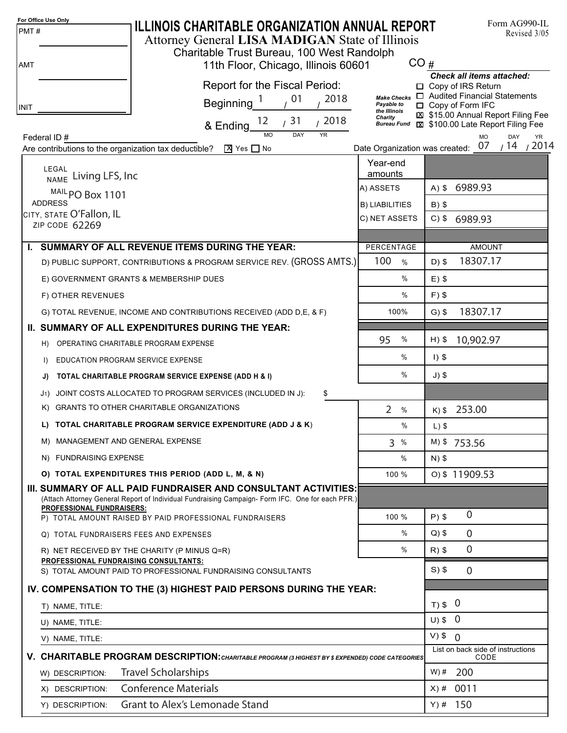For Office Use Only

PMT # ______________

AMT ______________

INIT ______________

# ILLINOIS CHARITABLE ORGANIZATION ANNUAL REPORT

Form AG990-IL
Revised 3/05

Attorney General **LISA MADIGAN** State of Illinois
Charitable Trust Bureau, 100 West Randolph
11th Floor, Chicago, Illinois 60601

CO # ______________

Report for the Fiscal Period:
Beginning 1 / 01 / 2018
& Ending 12 / 31 / 2018
(MO / DAY / YR)

*Make Checks Payable to the Illinois Charity Bureau Fund*

***Check all items attached:***

- ☐ Copy of IRS Return
- ☐ Audited Financial Statements
- ☐ Copy of Form IFC
- ☒ $15.00 Annual Report Filing Fee
- ☒ $100.00 Late Report Filing Fee

Federal ID # ______________

Are contributions to the organization tax deductible? ☒ Yes ☐ No

Date Organization was created: 07 / 14 / 2014 (MO / DAY / YR)

LEGAL NAME: Living LFS, Inc
MAIL ADDRESS: PO Box 1101
CITY, STATE: O'Fallon, IL
ZIP CODE: 62269

| Year-end amounts | |
|---|---|
| A) ASSETS | A) $ 6989.93 |
| B) LIABILITIES | B) $ |
| C) NET ASSETS | C) $ 6989.93 |

| | PERCENTAGE | AMOUNT |
|---|---|---|
| **I. SUMMARY OF ALL REVENUE ITEMS DURING THE YEAR:** | | |
| D) PUBLIC SUPPORT, CONTRIBUTIONS & PROGRAM SERVICE REV. (GROSS AMTS.) | 100 % | D) $ 18307.17 |
| E) GOVERNMENT GRANTS & MEMBERSHIP DUES | % | E) $ |
| F) OTHER REVENUES | % | F) $ |
| G) TOTAL REVENUE, INCOME AND CONTRIBUTIONS RECEIVED (ADD D,E, & F) | 100% | G) $ 18307.17 |
| **II. SUMMARY OF ALL EXPENDITURES DURING THE YEAR:** | | |
| H) OPERATING CHARITABLE PROGRAM EXPENSE | 95 % | H) $ 10,902.97 |
| I) EDUCATION PROGRAM SERVICE EXPENSE | % | I) $ |
| **J) TOTAL CHARITABLE PROGRAM SERVICE EXPENSE (ADD H & I)** | % | J) $ |
| J1) JOINT COSTS ALLOCATED TO PROGRAM SERVICES (INCLUDED IN J): $ | | |
| K) GRANTS TO OTHER CHARITABLE ORGANIZATIONS | 2 % | K) $ 253.00 |
| **L) TOTAL CHARITABLE PROGRAM SERVICE EXPENDITURE (ADD J & K)** | % | L) $ |
| M) MANAGEMENT AND GENERAL EXPENSE | 3 % | M) $ 753.56 |
| N) FUNDRAISING EXPENSE | % | N) $ |
| **O) TOTAL EXPENDITURES THIS PERIOD (ADD L, M, & N)** | 100 % | O) $ 11909.53 |
| **III. SUMMARY OF ALL PAID FUNDRAISER AND CONSULTANT ACTIVITIES:** (Attach Attorney General Report of Individual Fundraising Campaign- Form IFC. One for each PFR.) | | |
| **PROFESSIONAL FUNDRAISERS:** P) TOTAL AMOUNT RAISED BY PAID PROFESSIONAL FUNDRAISERS | 100 % | P) $ 0 |
| Q) TOTAL FUNDRAISERS FEES AND EXPENSES | % | Q) $ 0 |
| R) NET RECEIVED BY THE CHARITY (P MINUS Q=R) | % | R) $ 0 |
| **PROFESSIONAL FUNDRAISING CONSULTANTS:** S) TOTAL AMOUNT PAID TO PROFESSIONAL FUNDRAISING CONSULTANTS | | S) $ 0 |
| **IV. COMPENSATION TO THE (3) HIGHEST PAID PERSONS DURING THE YEAR:** | | |
| T) NAME, TITLE: | | T) $ 0 |
| U) NAME, TITLE: | | U) $ 0 |
| V) NAME, TITLE: | | V) $ 0 |

**V. CHARITABLE PROGRAM DESCRIPTION:** *CHARITABLE PROGRAM (3 HIGHEST BY $ EXPENDED) CODE CATEGORIES*

| DESCRIPTION | List on back side of instructions CODE |
|---|---|
| W) DESCRIPTION: Travel Scholarships | W) # 200 |
| X) DESCRIPTION: Conference Materials | X) # 0011 |
| Y) DESCRIPTION: Grant to Alex's Lemonade Stand | Y) # 150 |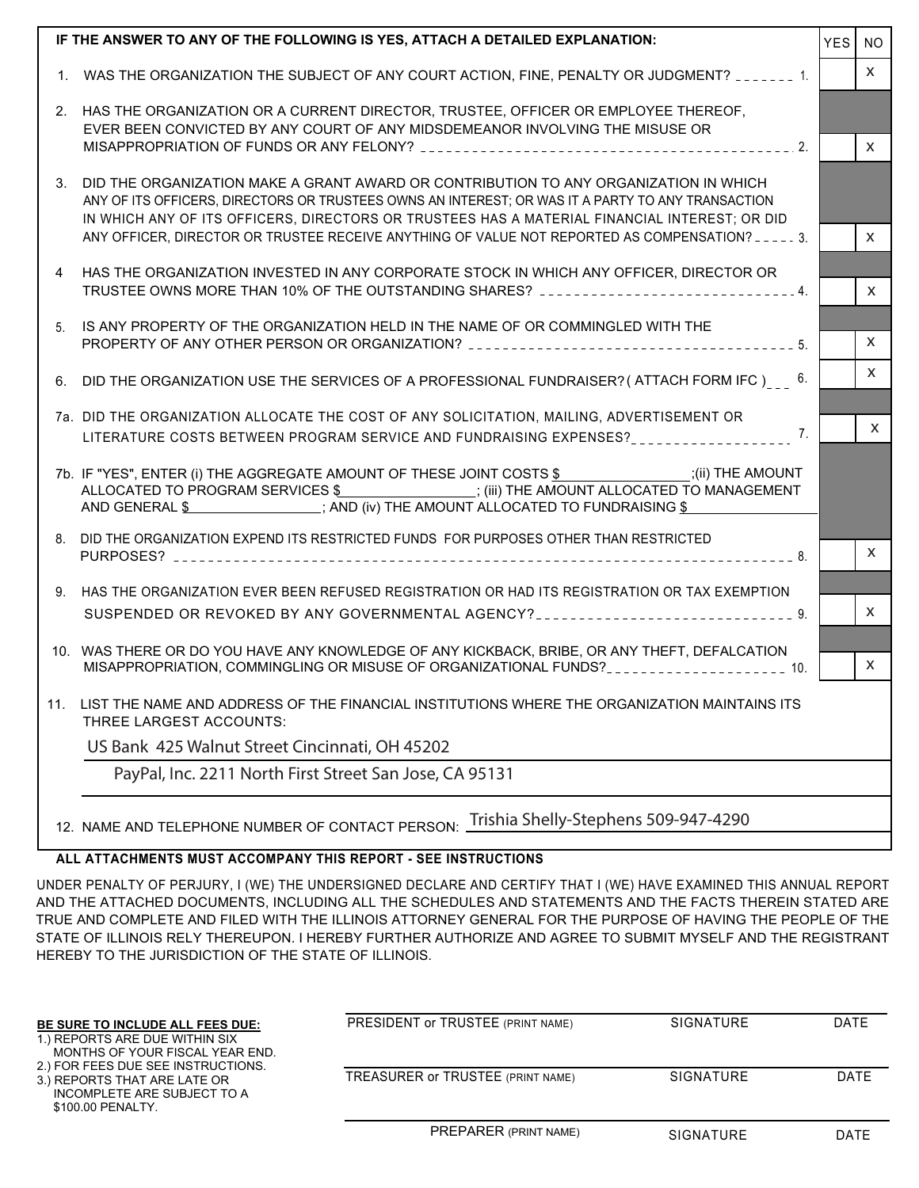| IF THE ANSWER TO ANY OF THE FOLLOWING IS YES, ATTACH A DETAILED EXPLANATION: | YES | NO |
|---|---|---|
| 1. WAS THE ORGANIZATION THE SUBJECT OF ANY COURT ACTION, FINE, PENALTY OR JUDGMENT? 1. | | X |
| 2. HAS THE ORGANIZATION OR A CURRENT DIRECTOR, TRUSTEE, OFFICER OR EMPLOYEE THEREOF, EVER BEEN CONVICTED BY ANY COURT OF ANY MIDSDEMEANOR INVOLVING THE MISUSE OR MISAPPROPRIATION OF FUNDS OR ANY FELONY? 2. | | X |
| 3. DID THE ORGANIZATION MAKE A GRANT AWARD OR CONTRIBUTION TO ANY ORGANIZATION IN WHICH ANY OF ITS OFFICERS, DIRECTORS OR TRUSTEES OWNS AN INTEREST; OR WAS IT A PARTY TO ANY TRANSACTION IN WHICH ANY OF ITS OFFICERS, DIRECTORS OR TRUSTEES HAS A MATERIAL FINANCIAL INTEREST; OR DID ANY OFFICER, DIRECTOR OR TRUSTEE RECEIVE ANYTHING OF VALUE NOT REPORTED AS COMPENSATION? 3. | | X |
| 4 HAS THE ORGANIZATION INVESTED IN ANY CORPORATE STOCK IN WHICH ANY OFFICER, DIRECTOR OR TRUSTEE OWNS MORE THAN 10% OF THE OUTSTANDING SHARES? 4. | | X |
| 5. IS ANY PROPERTY OF THE ORGANIZATION HELD IN THE NAME OF OR COMMINGLED WITH THE PROPERTY OF ANY OTHER PERSON OR ORGANIZATION? 5. | | X |
| 6. DID THE ORGANIZATION USE THE SERVICES OF A PROFESSIONAL FUNDRAISER? ( ATTACH FORM IFC ) 6. | | X |
| 7a. DID THE ORGANIZATION ALLOCATE THE COST OF ANY SOLICITATION, MAILING, ADVERTISEMENT OR LITERATURE COSTS BETWEEN PROGRAM SERVICE AND FUNDRAISING EXPENSES? 7. | | X |
| 7b. IF "YES", ENTER (i) THE AGGREGATE AMOUNT OF THESE JOINT COSTS $\_\_\_\_\_\_\_\_ ;(ii) THE AMOUNT ALLOCATED TO PROGRAM SERVICES $\_\_\_\_\_\_\_\_ ; (iii) THE AMOUNT ALLOCATED TO MANAGEMENT AND GENERAL $\_\_\_\_\_\_\_\_ ; AND (iv) THE AMOUNT ALLOCATED TO FUNDRAISING $\_\_\_\_\_\_\_\_ | | |
| 8. DID THE ORGANIZATION EXPEND ITS RESTRICTED FUNDS FOR PURPOSES OTHER THAN RESTRICTED PURPOSES? 8. | | X |
| 9. HAS THE ORGANIZATION EVER BEEN REFUSED REGISTRATION OR HAD ITS REGISTRATION OR TAX EXEMPTION SUSPENDED OR REVOKED BY ANY GOVERNMENTAL AGENCY? 9. | | X |
| 10. WAS THERE OR DO YOU HAVE ANY KNOWLEDGE OF ANY KICKBACK, BRIBE, OR ANY THEFT, DEFALCATION MISAPPROPRIATION, COMMINGLING OR MISUSE OF ORGANIZATIONAL FUNDS? 10. | | X |

11. LIST THE NAME AND ADDRESS OF THE FINANCIAL INSTITUTIONS WHERE THE ORGANIZATION MAINTAINS ITS THREE LARGEST ACCOUNTS:

US Bank 425 Walnut Street Cincinnati, OH 45202

PayPal, Inc. 2211 North First Street San Jose, CA 95131

12. NAME AND TELEPHONE NUMBER OF CONTACT PERSON: Trishia Shelly-Stephens 509-947-4290

**ALL ATTACHMENTS MUST ACCOMPANY THIS REPORT - SEE INSTRUCTIONS**

UNDER PENALTY OF PERJURY, I (WE) THE UNDERSIGNED DECLARE AND CERTIFY THAT I (WE) HAVE EXAMINED THIS ANNUAL REPORT AND THE ATTACHED DOCUMENTS, INCLUDING ALL THE SCHEDULES AND STATEMENTS AND THE FACTS THEREIN STATED ARE TRUE AND COMPLETE AND FILED WITH THE ILLINOIS ATTORNEY GENERAL FOR THE PURPOSE OF HAVING THE PEOPLE OF THE STATE OF ILLINOIS RELY THEREUPON. I HEREBY FURTHER AUTHORIZE AND AGREE TO SUBMIT MYSELF AND THE REGISTRANT HEREBY TO THE JURISDICTION OF THE STATE OF ILLINOIS.

**BE SURE TO INCLUDE ALL FEES DUE:**

1.) REPORTS ARE DUE WITHIN SIX MONTHS OF YOUR FISCAL YEAR END.
2.) FOR FEES DUE SEE INSTRUCTIONS.
3.) REPORTS THAT ARE LATE OR INCOMPLETE ARE SUBJECT TO A $100.00 PENALTY.

| | | |
|---|---|---|
| PRESIDENT or TRUSTEE (PRINT NAME) | SIGNATURE | DATE |
| TREASURER or TRUSTEE (PRINT NAME) | SIGNATURE | DATE |
| PREPARER (PRINT NAME) | SIGNATURE | DATE |